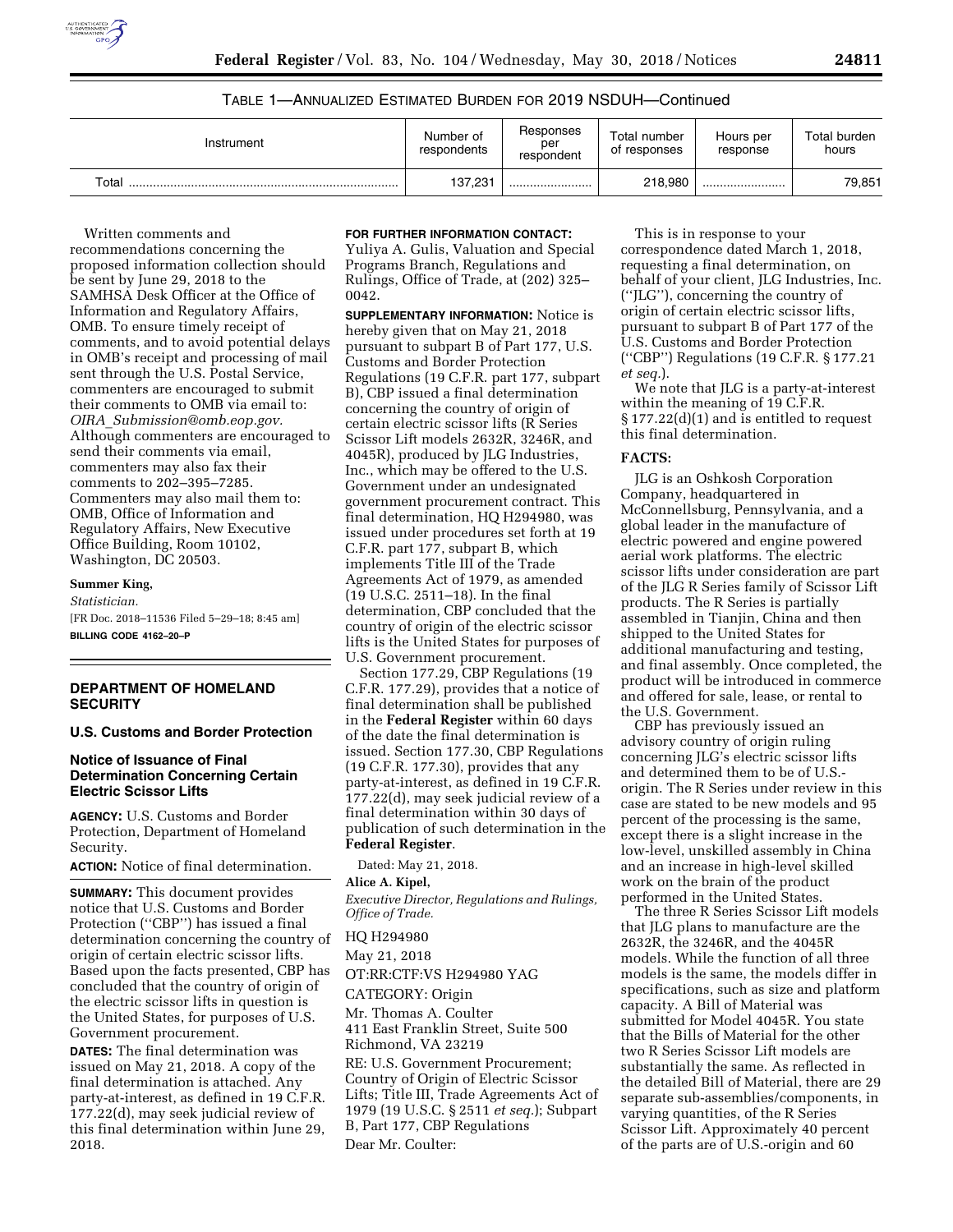TABLE 1—ANNUALIZED ESTIMATED BURDEN FOR 2019 NSDUH—Continued

| Instrument | Number of respondents | Responses per respondent | Total number of responses | Hours per response | Total burden hours |
|---|---|---|---|---|---|
| Total | 137,231 | ........................ | 218,980 | ........................ | 79,851 |

Written comments and recommendations concerning the proposed information collection should be sent by June 29, 2018 to the SAMHSA Desk Officer at the Office of Information and Regulatory Affairs, OMB. To ensure timely receipt of comments, and to avoid potential delays in OMB's receipt and processing of mail sent through the U.S. Postal Service, commenters are encouraged to submit their comments to OMB via email to: *OIRA_Submission@omb.eop.gov.* Although commenters are encouraged to send their comments via email, commenters may also fax their comments to 202–395–7285. Commenters may also mail them to: OMB, Office of Information and Regulatory Affairs, New Executive Office Building, Room 10102, Washington, DC 20503.

**Summer King,**

*Statistician.*

[FR Doc. 2018–11536 Filed 5–29–18; 8:45 am]

**BILLING CODE 4162–20–P**

## DEPARTMENT OF HOMELAND SECURITY

### U.S. Customs and Border Protection

### Notice of Issuance of Final Determination Concerning Certain Electric Scissor Lifts

**AGENCY:** U.S. Customs and Border Protection, Department of Homeland Security.

**ACTION:** Notice of final determination.

**SUMMARY:** This document provides notice that U.S. Customs and Border Protection (''CBP'') has issued a final determination concerning the country of origin of certain electric scissor lifts. Based upon the facts presented, CBP has concluded that the country of origin of the electric scissor lifts in question is the United States, for purposes of U.S. Government procurement.

**DATES:** The final determination was issued on May 21, 2018. A copy of the final determination is attached. Any party-at-interest, as defined in 19 C.F.R. 177.22(d), may seek judicial review of this final determination within June 29, 2018.

**FOR FURTHER INFORMATION CONTACT:** Yuliya A. Gulis, Valuation and Special Programs Branch, Regulations and Rulings, Office of Trade, at (202) 325–0042.

**SUPPLEMENTARY INFORMATION:** Notice is hereby given that on May 21, 2018 pursuant to subpart B of Part 177, U.S. Customs and Border Protection Regulations (19 C.F.R. part 177, subpart B), CBP issued a final determination concerning the country of origin of certain electric scissor lifts (R Series Scissor Lift models 2632R, 3246R, and 4045R), produced by JLG Industries, Inc., which may be offered to the U.S. Government under an undesignated government procurement contract. This final determination, HQ H294980, was issued under procedures set forth at 19 C.F.R. part 177, subpart B, which implements Title III of the Trade Agreements Act of 1979, as amended (19 U.S.C. 2511–18). In the final determination, CBP concluded that the country of origin of the electric scissor lifts is the United States for purposes of U.S. Government procurement.

Section 177.29, CBP Regulations (19 C.F.R. 177.29), provides that a notice of final determination shall be published in the **Federal Register** within 60 days of the date the final determination is issued. Section 177.30, CBP Regulations (19 C.F.R. 177.30), provides that any party-at-interest, as defined in 19 C.F.R. 177.22(d), may seek judicial review of a final determination within 30 days of publication of such determination in the **Federal Register**.

Dated: May 21, 2018.

**Alice A. Kipel,**

*Executive Director, Regulations and Rulings, Office of Trade.*

HQ H294980

May 21, 2018

OT:RR:CTF:VS H294980 YAG

CATEGORY: Origin

Mr. Thomas A. Coulter
411 East Franklin Street, Suite 500
Richmond, VA 23219

RE: U.S. Government Procurement; Country of Origin of Electric Scissor Lifts; Title III, Trade Agreements Act of 1979 (19 U.S.C. § 2511 *et seq.*); Subpart B, Part 177, CBP Regulations

Dear Mr. Coulter:

This is in response to your correspondence dated March 1, 2018, requesting a final determination, on behalf of your client, JLG Industries, Inc. (''JLG''), concerning the country of origin of certain electric scissor lifts, pursuant to subpart B of Part 177 of the U.S. Customs and Border Protection (''CBP'') Regulations (19 C.F.R. § 177.21 *et seq.*).

We note that JLG is a party-at-interest within the meaning of 19 C.F.R. § 177.22(d)(1) and is entitled to request this final determination.

**FACTS:**

JLG is an Oshkosh Corporation Company, headquartered in McConnellsburg, Pennsylvania, and a global leader in the manufacture of electric powered and engine powered aerial work platforms. The electric scissor lifts under consideration are part of the JLG R Series family of Scissor Lift products. The R Series is partially assembled in Tianjin, China and then shipped to the United States for additional manufacturing and testing, and final assembly. Once completed, the product will be introduced in commerce and offered for sale, lease, or rental to the U.S. Government.

CBP has previously issued an advisory country of origin ruling concerning JLG's electric scissor lifts and determined them to be of U.S.-origin. The R Series under review in this case are stated to be new models and 95 percent of the processing is the same, except there is a slight increase in the low-level, unskilled assembly in China and an increase in high-level skilled work on the brain of the product performed in the United States.

The three R Series Scissor Lift models that JLG plans to manufacture are the 2632R, the 3246R, and the 4045R models. While the function of all three models is the same, the models differ in specifications, such as size and platform capacity. A Bill of Material was submitted for Model 4045R. You state that the Bills of Material for the other two R Series Scissor Lift models are substantially the same. As reflected in the detailed Bill of Material, there are 29 separate sub-assemblies/components, in varying quantities, of the R Series Scissor Lift. Approximately 40 percent of the parts are of U.S.-origin and 60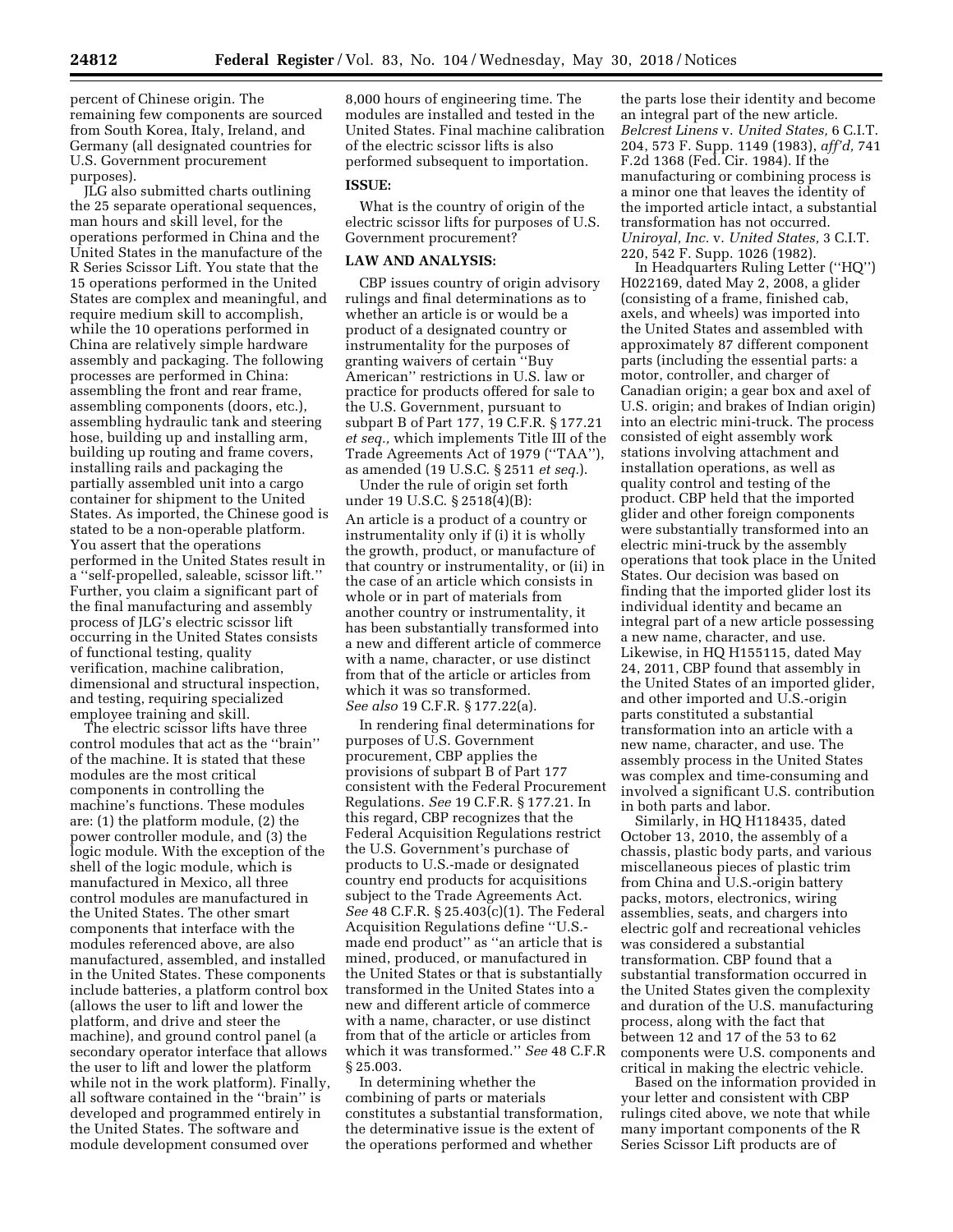percent of Chinese origin. The remaining few components are sourced from South Korea, Italy, Ireland, and Germany (all designated countries for U.S. Government procurement purposes).

JLG also submitted charts outlining the 25 separate operational sequences, man hours and skill level, for the operations performed in China and the United States in the manufacture of the R Series Scissor Lift. You state that the 15 operations performed in the United States are complex and meaningful, and require medium skill to accomplish, while the 10 operations performed in China are relatively simple hardware assembly and packaging. The following processes are performed in China: assembling the front and rear frame, assembling components (doors, etc.), assembling hydraulic tank and steering hose, building up and installing arm, building up routing and frame covers, installing rails and packaging the partially assembled unit into a cargo container for shipment to the United States. As imported, the Chinese good is stated to be a non-operable platform. You assert that the operations performed in the United States result in a ''self-propelled, saleable, scissor lift.'' Further, you claim a significant part of the final manufacturing and assembly process of JLG's electric scissor lift occurring in the United States consists of functional testing, quality verification, machine calibration, dimensional and structural inspection, and testing, requiring specialized employee training and skill.

The electric scissor lifts have three control modules that act as the ''brain'' of the machine. It is stated that these modules are the most critical components in controlling the machine's functions. These modules are: (1) the platform module, (2) the power controller module, and (3) the logic module. With the exception of the shell of the logic module, which is manufactured in Mexico, all three control modules are manufactured in the United States. The other smart components that interface with the modules referenced above, are also manufactured, assembled, and installed in the United States. These components include batteries, a platform control box (allows the user to lift and lower the platform, and drive and steer the machine), and ground control panel (a secondary operator interface that allows the user to lift and lower the platform while not in the work platform). Finally, all software contained in the ''brain'' is developed and programmed entirely in the United States. The software and module development consumed over 8,000 hours of engineering time. The modules are installed and tested in the United States. Final machine calibration of the electric scissor lifts is also performed subsequent to importation.

**ISSUE:**

What is the country of origin of the electric scissor lifts for purposes of U.S. Government procurement?

**LAW AND ANALYSIS:**

CBP issues country of origin advisory rulings and final determinations as to whether an article is or would be a product of a designated country or instrumentality for the purposes of granting waivers of certain ''Buy American'' restrictions in U.S. law or practice for products offered for sale to the U.S. Government, pursuant to subpart B of Part 177, 19 C.F.R. § 177.21 *et seq.,* which implements Title III of the Trade Agreements Act of 1979 (''TAA''), as amended (19 U.S.C. § 2511 *et seq.*).

Under the rule of origin set forth under 19 U.S.C. § 2518(4)(B):

An article is a product of a country or instrumentality only if (i) it is wholly the growth, product, or manufacture of that country or instrumentality, or (ii) in the case of an article which consists in whole or in part of materials from another country or instrumentality, it has been substantially transformed into a new and different article of commerce with a name, character, or use distinct from that of the article or articles from which it was so transformed.
*See also* 19 C.F.R. § 177.22(a).

In rendering final determinations for purposes of U.S. Government procurement, CBP applies the provisions of subpart B of Part 177 consistent with the Federal Procurement Regulations. *See* 19 C.F.R. § 177.21. In this regard, CBP recognizes that the Federal Acquisition Regulations restrict the U.S. Government's purchase of products to U.S.-made or designated country end products for acquisitions subject to the Trade Agreements Act. *See* 48 C.F.R. § 25.403(c)(1). The Federal Acquisition Regulations define ''U.S.-made end product'' as ''an article that is mined, produced, or manufactured in the United States or that is substantially transformed in the United States into a new and different article of commerce with a name, character, or use distinct from that of the article or articles from which it was transformed.'' *See* 48 C.F.R § 25.003.

In determining whether the combining of parts or materials constitutes a substantial transformation, the determinative issue is the extent of the operations performed and whether the parts lose their identity and become an integral part of the new article. *Belcrest Linens* v. *United States,* 6 C.I.T. 204, 573 F. Supp. 1149 (1983), *aff'd,* 741 F.2d 1368 (Fed. Cir. 1984). If the manufacturing or combining process is a minor one that leaves the identity of the imported article intact, a substantial transformation has not occurred. *Uniroyal, Inc.* v. *United States,* 3 C.I.T. 220, 542 F. Supp. 1026 (1982).

In Headquarters Ruling Letter (''HQ'') H022169, dated May 2, 2008, a glider (consisting of a frame, finished cab, axels, and wheels) was imported into the United States and assembled with approximately 87 different component parts (including the essential parts: a motor, controller, and charger of Canadian origin; a gear box and axel of U.S. origin; and brakes of Indian origin) into an electric mini-truck. The process consisted of eight assembly work stations involving attachment and installation operations, as well as quality control and testing of the product. CBP held that the imported glider and other foreign components were substantially transformed into an electric mini-truck by the assembly operations that took place in the United States. Our decision was based on finding that the imported glider lost its individual identity and became an integral part of a new article possessing a new name, character, and use. Likewise, in HQ H155115, dated May 24, 2011, CBP found that assembly in the United States of an imported glider, and other imported and U.S.-origin parts constituted a substantial transformation into an article with a new name, character, and use. The assembly process in the United States was complex and time-consuming and involved a significant U.S. contribution in both parts and labor.

Similarly, in HQ H118435, dated October 13, 2010, the assembly of a chassis, plastic body parts, and various miscellaneous pieces of plastic trim from China and U.S.-origin battery packs, motors, electronics, wiring assemblies, seats, and chargers into electric golf and recreational vehicles was considered a substantial transformation. CBP found that a substantial transformation occurred in the United States given the complexity and duration of the U.S. manufacturing process, along with the fact that between 12 and 17 of the 53 to 62 components were U.S. components and critical in making the electric vehicle.

Based on the information provided in your letter and consistent with CBP rulings cited above, we note that while many important components of the R Series Scissor Lift products are of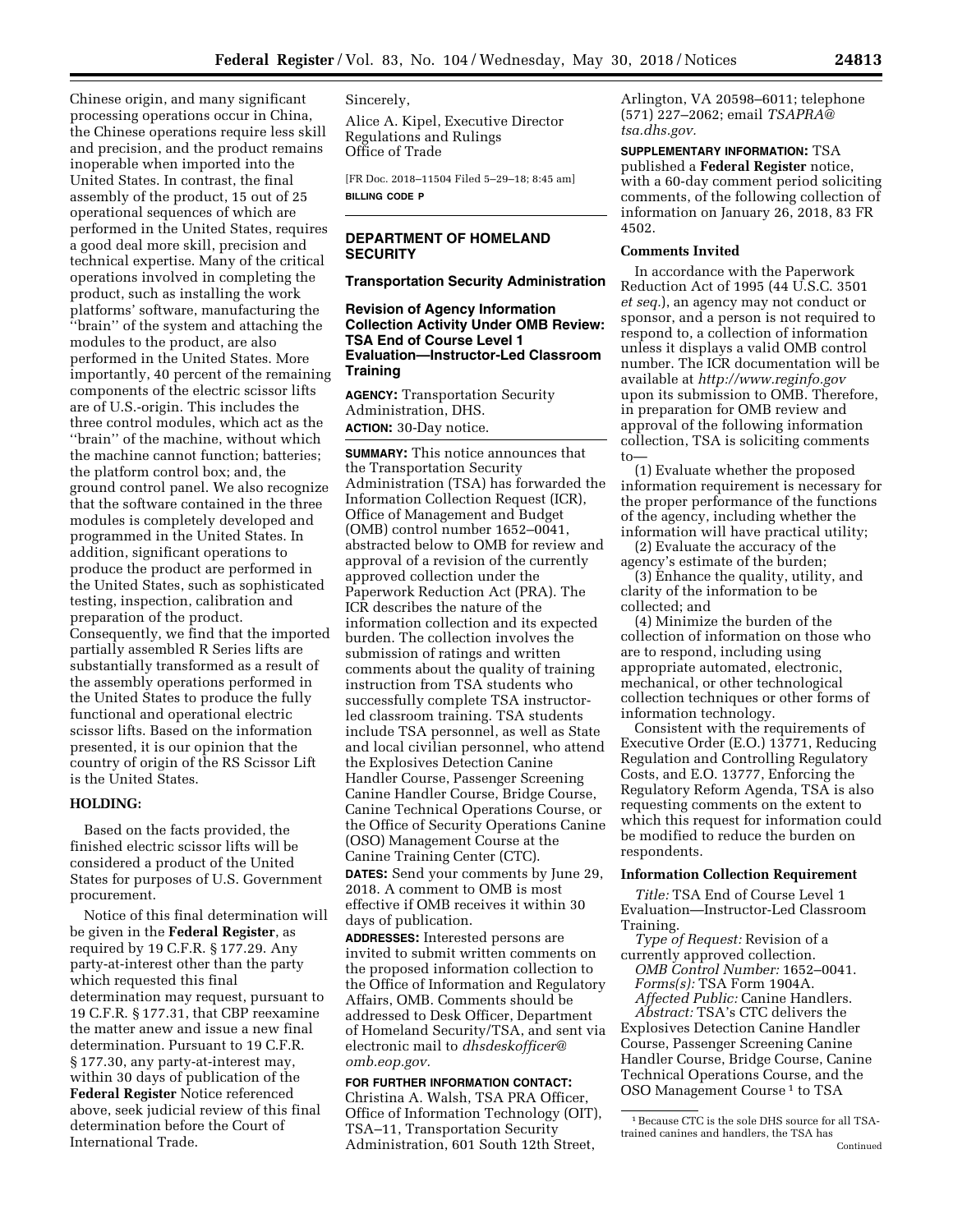Chinese origin, and many significant processing operations occur in China, the Chinese operations require less skill and precision, and the product remains inoperable when imported into the United States. In contrast, the final assembly of the product, 15 out of 25 operational sequences of which are performed in the United States, requires a good deal more skill, precision and technical expertise. Many of the critical operations involved in completing the product, such as installing the work platforms' software, manufacturing the ''brain'' of the system and attaching the modules to the product, are also performed in the United States. More importantly, 40 percent of the remaining components of the electric scissor lifts are of U.S.-origin. This includes the three control modules, which act as the ''brain'' of the machine, without which the machine cannot function; batteries; the platform control box; and, the ground control panel. We also recognize that the software contained in the three modules is completely developed and programmed in the United States. In addition, significant operations to produce the product are performed in the United States, such as sophisticated testing, inspection, calibration and preparation of the product. Consequently, we find that the imported partially assembled R Series lifts are substantially transformed as a result of the assembly operations performed in the United States to produce the fully functional and operational electric scissor lifts. Based on the information presented, it is our opinion that the country of origin of the RS Scissor Lift is the United States.

**HOLDING:**

Based on the facts provided, the finished electric scissor lifts will be considered a product of the United States for purposes of U.S. Government procurement.

Notice of this final determination will be given in the **Federal Register**, as required by 19 C.F.R. § 177.29. Any party-at-interest other than the party which requested this final determination may request, pursuant to 19 C.F.R. § 177.31, that CBP reexamine the matter anew and issue a new final determination. Pursuant to 19 C.F.R. § 177.30, any party-at-interest may, within 30 days of publication of the **Federal Register** Notice referenced above, seek judicial review of this final determination before the Court of International Trade.

Sincerely,

Alice A. Kipel, Executive Director
Regulations and Rulings
Office of Trade

[FR Doc. 2018–11504 Filed 5–29–18; 8:45 am]

**BILLING CODE P**

## DEPARTMENT OF HOMELAND SECURITY

### Transportation Security Administration

### Revision of Agency Information Collection Activity Under OMB Review: TSA End of Course Level 1 Evaluation—Instructor-Led Classroom Training

**AGENCY:** Transportation Security Administration, DHS.

**ACTION:** 30-Day notice.

**SUMMARY:** This notice announces that the Transportation Security Administration (TSA) has forwarded the Information Collection Request (ICR), Office of Management and Budget (OMB) control number 1652–0041, abstracted below to OMB for review and approval of a revision of the currently approved collection under the Paperwork Reduction Act (PRA). The ICR describes the nature of the information collection and its expected burden. The collection involves the submission of ratings and written comments about the quality of training instruction from TSA students who successfully complete TSA instructor-led classroom training. TSA students include TSA personnel, as well as State and local civilian personnel, who attend the Explosives Detection Canine Handler Course, Passenger Screening Canine Handler Course, Bridge Course, Canine Technical Operations Course, or the Office of Security Operations Canine (OSO) Management Course at the Canine Training Center (CTC).

**DATES:** Send your comments by June 29, 2018. A comment to OMB is most effective if OMB receives it within 30 days of publication.

**ADDRESSES:** Interested persons are invited to submit written comments on the proposed information collection to the Office of Information and Regulatory Affairs, OMB. Comments should be addressed to Desk Officer, Department of Homeland Security/TSA, and sent via electronic mail to *dhsdeskofficer@omb.eop.gov.*

**FOR FURTHER INFORMATION CONTACT:** Christina A. Walsh, TSA PRA Officer, Office of Information Technology (OIT), TSA–11, Transportation Security Administration, 601 South 12th Street, Arlington, VA 20598–6011; telephone (571) 227–2062; email *TSAPRA@tsa.dhs.gov.*

**SUPPLEMENTARY INFORMATION:** TSA published a **Federal Register** notice, with a 60-day comment period soliciting comments, of the following collection of information on January 26, 2018, 83 FR 4502.

#### Comments Invited

In accordance with the Paperwork Reduction Act of 1995 (44 U.S.C. 3501 *et seq.*), an agency may not conduct or sponsor, and a person is not required to respond to, a collection of information unless it displays a valid OMB control number. The ICR documentation will be available at *http://www.reginfo.gov* upon its submission to OMB. Therefore, in preparation for OMB review and approval of the following information collection, TSA is soliciting comments to—

(1) Evaluate whether the proposed information requirement is necessary for the proper performance of the functions of the agency, including whether the information will have practical utility;

(2) Evaluate the accuracy of the agency's estimate of the burden;

(3) Enhance the quality, utility, and clarity of the information to be collected; and

(4) Minimize the burden of the collection of information on those who are to respond, including using appropriate automated, electronic, mechanical, or other technological collection techniques or other forms of information technology.

Consistent with the requirements of Executive Order (E.O.) 13771, Reducing Regulation and Controlling Regulatory Costs, and E.O. 13777, Enforcing the Regulatory Reform Agenda, TSA is also requesting comments on the extent to which this request for information could be modified to reduce the burden on respondents.

#### Information Collection Requirement

*Title:* TSA End of Course Level 1 Evaluation—Instructor-Led Classroom Training.

*Type of Request:* Revision of a currently approved collection.

*OMB Control Number:* 1652–0041.

*Forms(s):* TSA Form 1904A.

*Affected Public:* Canine Handlers.

*Abstract:* TSA's CTC delivers the Explosives Detection Canine Handler Course, Passenger Screening Canine Handler Course, Bridge Course, Canine Technical Operations Course, and the OSO Management Course [1] to TSA

[1] Because CTC is the sole DHS source for all TSA-trained canines and handlers, the TSA has

Continued